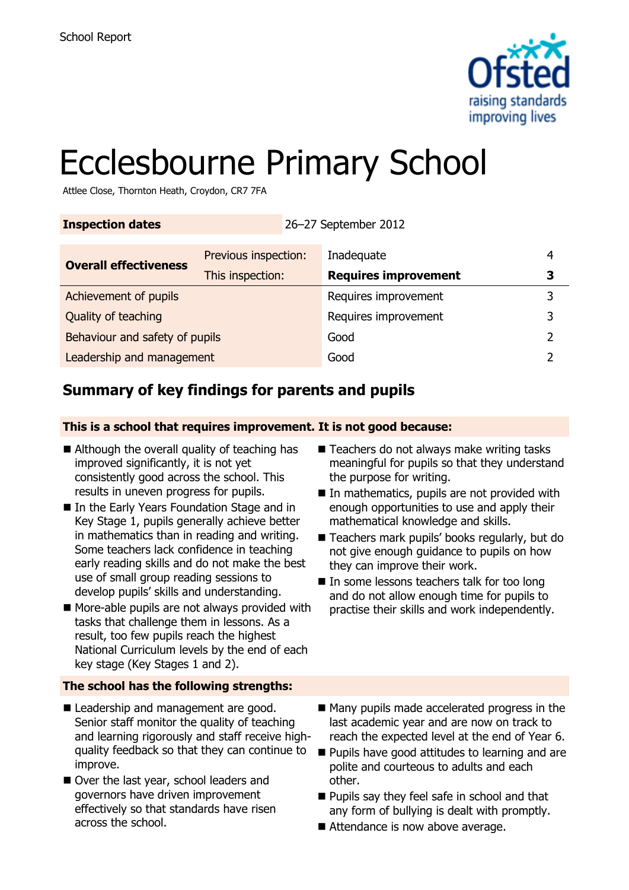School Report

# Ecclesbourne Primary School

Attlee Close, Thornton Heath, Croydon, CR7 7FA

| Inspection dates | | 26–27 September 2012 | |
|---|---|---|---|
| **Overall effectiveness** | Previous inspection: | Inadequate | 4 |
| | This inspection: | **Requires improvement** | **3** |
| Achievement of pupils | | Requires improvement | 3 |
| Quality of teaching | | Requires improvement | 3 |
| Behaviour and safety of pupils | | Good | 2 |
| Leadership and management | | Good | 2 |

## Summary of key findings for parents and pupils

**This is a school that requires improvement. It is not good because:**

- Although the overall quality of teaching has improved significantly, it is not yet consistently good across the school. This results in uneven progress for pupils.
- In the Early Years Foundation Stage and in Key Stage 1, pupils generally achieve better in mathematics than in reading and writing. Some teachers lack confidence in teaching early reading skills and do not make the best use of small group reading sessions to develop pupils' skills and understanding.
- More-able pupils are not always provided with tasks that challenge them in lessons. As a result, too few pupils reach the highest National Curriculum levels by the end of each key stage (Key Stages 1 and 2).
- Teachers do not always make writing tasks meaningful for pupils so that they understand the purpose for writing.
- In mathematics, pupils are not provided with enough opportunities to use and apply their mathematical knowledge and skills.
- Teachers mark pupils' books regularly, but do not give enough guidance to pupils on how they can improve their work.
- In some lessons teachers talk for too long and do not allow enough time for pupils to practise their skills and work independently.

**The school has the following strengths:**

- Leadership and management are good. Senior staff monitor the quality of teaching and learning rigorously and staff receive high-quality feedback so that they can continue to improve.
- Over the last year, school leaders and governors have driven improvement effectively so that standards have risen across the school.
- Many pupils made accelerated progress in the last academic year and are now on track to reach the expected level at the end of Year 6.
- Pupils have good attitudes to learning and are polite and courteous to adults and each other.
- Pupils say they feel safe in school and that any form of bullying is dealt with promptly.
- Attendance is now above average.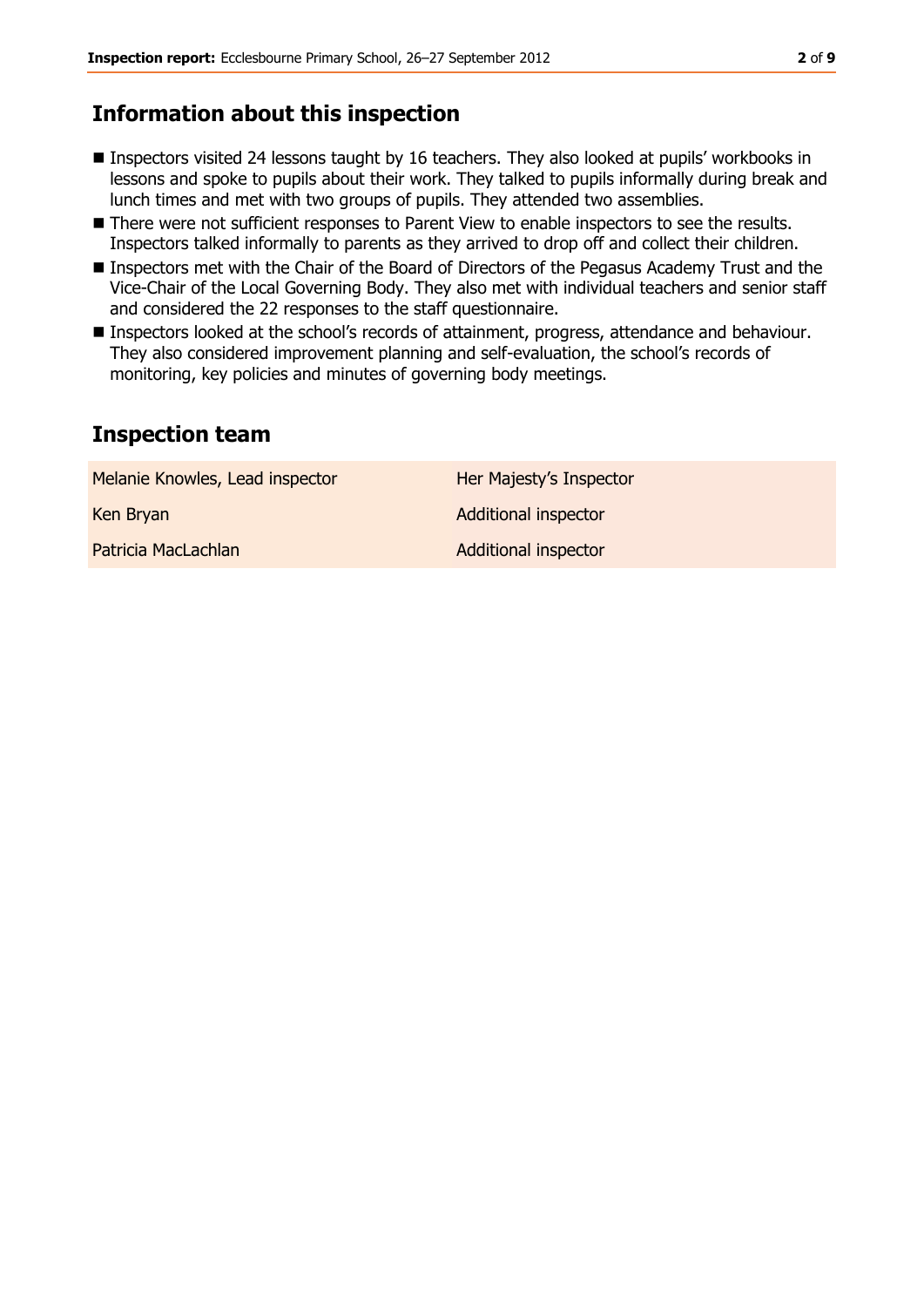## Information about this inspection

- Inspectors visited 24 lessons taught by 16 teachers. They also looked at pupils' workbooks in lessons and spoke to pupils about their work. They talked to pupils informally during break and lunch times and met with two groups of pupils. They attended two assemblies.
- There were not sufficient responses to Parent View to enable inspectors to see the results. Inspectors talked informally to parents as they arrived to drop off and collect their children.
- Inspectors met with the Chair of the Board of Directors of the Pegasus Academy Trust and the Vice-Chair of the Local Governing Body. They also met with individual teachers and senior staff and considered the 22 responses to the staff questionnaire.
- Inspectors looked at the school's records of attainment, progress, attendance and behaviour. They also considered improvement planning and self-evaluation, the school's records of monitoring, key policies and minutes of governing body meetings.

## Inspection team

| | |
|---|---|
| Melanie Knowles, Lead inspector | Her Majesty's Inspector |
| Ken Bryan | Additional inspector |
| Patricia MacLachlan | Additional inspector |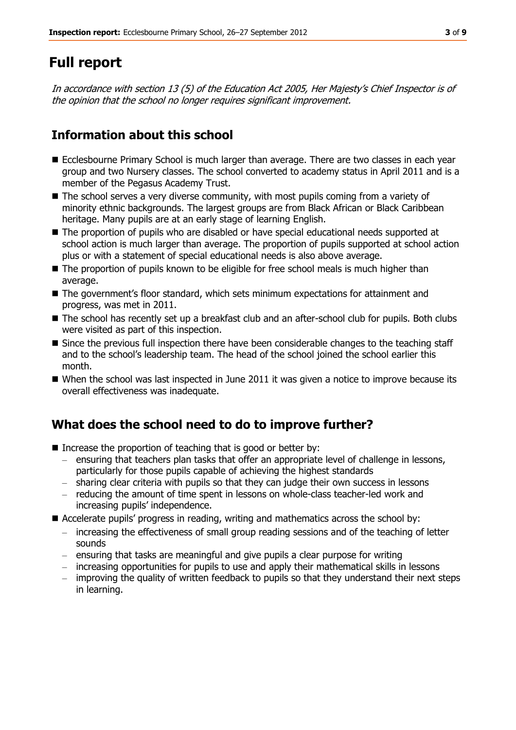# Full report

*In accordance with section 13 (5) of the Education Act 2005, Her Majesty's Chief Inspector is of the opinion that the school no longer requires significant improvement.*

## Information about this school

- Ecclesbourne Primary School is much larger than average. There are two classes in each year group and two Nursery classes. The school converted to academy status in April 2011 and is a member of the Pegasus Academy Trust.
- The school serves a very diverse community, with most pupils coming from a variety of minority ethnic backgrounds. The largest groups are from Black African or Black Caribbean heritage. Many pupils are at an early stage of learning English.
- The proportion of pupils who are disabled or have special educational needs supported at school action is much larger than average. The proportion of pupils supported at school action plus or with a statement of special educational needs is also above average.
- The proportion of pupils known to be eligible for free school meals is much higher than average.
- The government's floor standard, which sets minimum expectations for attainment and progress, was met in 2011.
- The school has recently set up a breakfast club and an after-school club for pupils. Both clubs were visited as part of this inspection.
- Since the previous full inspection there have been considerable changes to the teaching staff and to the school's leadership team. The head of the school joined the school earlier this month.
- When the school was last inspected in June 2011 it was given a notice to improve because its overall effectiveness was inadequate.

## What does the school need to do to improve further?

- Increase the proportion of teaching that is good or better by:
  - ensuring that teachers plan tasks that offer an appropriate level of challenge in lessons, particularly for those pupils capable of achieving the highest standards
  - sharing clear criteria with pupils so that they can judge their own success in lessons
  - reducing the amount of time spent in lessons on whole-class teacher-led work and increasing pupils' independence.
- Accelerate pupils' progress in reading, writing and mathematics across the school by:
  - increasing the effectiveness of small group reading sessions and of the teaching of letter sounds
  - ensuring that tasks are meaningful and give pupils a clear purpose for writing
  - increasing opportunities for pupils to use and apply their mathematical skills in lessons
  - improving the quality of written feedback to pupils so that they understand their next steps in learning.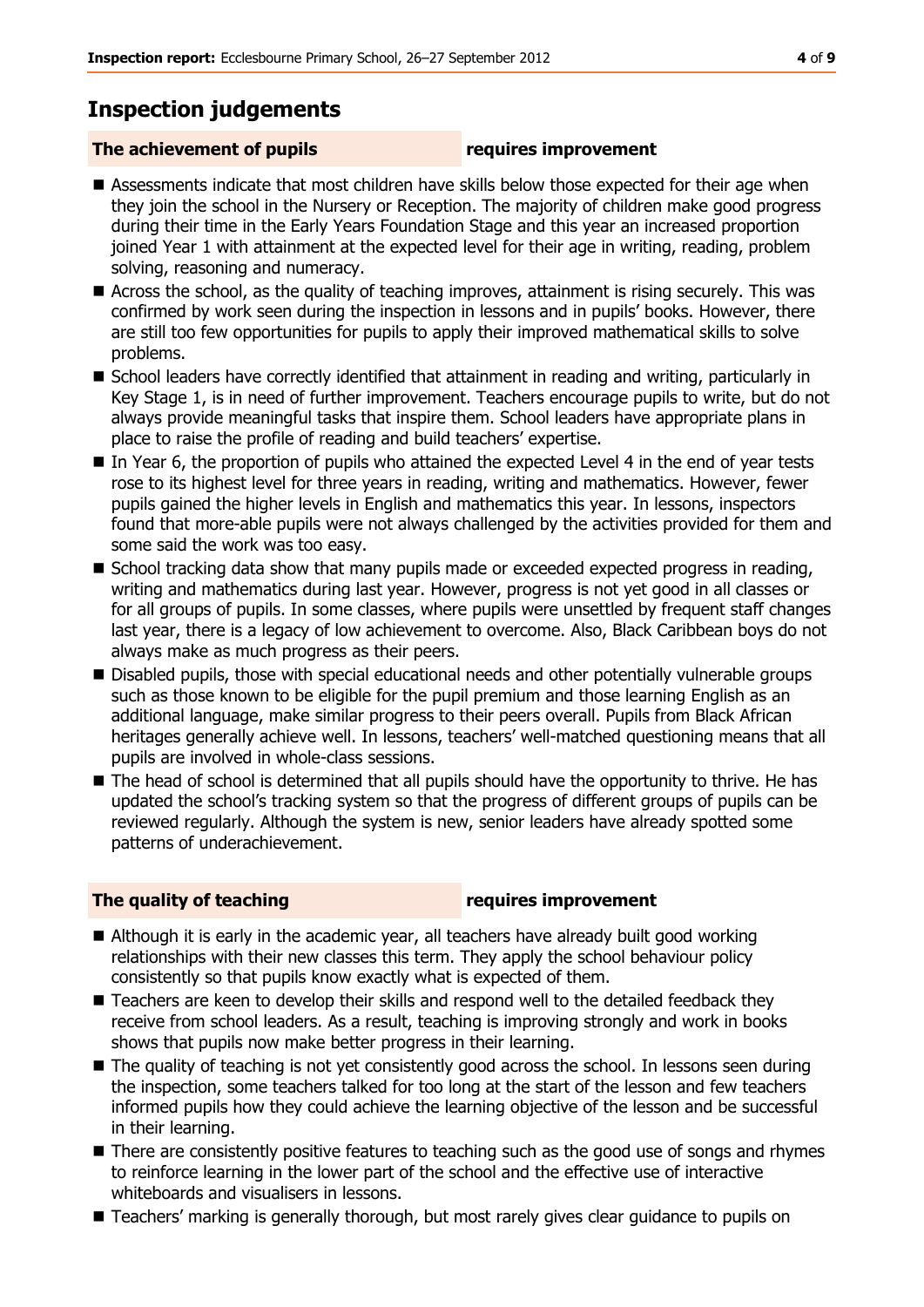## Inspection judgements

**The achievement of pupils** **requires improvement**

- Assessments indicate that most children have skills below those expected for their age when they join the school in the Nursery or Reception. The majority of children make good progress during their time in the Early Years Foundation Stage and this year an increased proportion joined Year 1 with attainment at the expected level for their age in writing, reading, problem solving, reasoning and numeracy.
- Across the school, as the quality of teaching improves, attainment is rising securely. This was confirmed by work seen during the inspection in lessons and in pupils' books. However, there are still too few opportunities for pupils to apply their improved mathematical skills to solve problems.
- School leaders have correctly identified that attainment in reading and writing, particularly in Key Stage 1, is in need of further improvement. Teachers encourage pupils to write, but do not always provide meaningful tasks that inspire them. School leaders have appropriate plans in place to raise the profile of reading and build teachers' expertise.
- In Year 6, the proportion of pupils who attained the expected Level 4 in the end of year tests rose to its highest level for three years in reading, writing and mathematics. However, fewer pupils gained the higher levels in English and mathematics this year. In lessons, inspectors found that more-able pupils were not always challenged by the activities provided for them and some said the work was too easy.
- School tracking data show that many pupils made or exceeded expected progress in reading, writing and mathematics during last year. However, progress is not yet good in all classes or for all groups of pupils. In some classes, where pupils were unsettled by frequent staff changes last year, there is a legacy of low achievement to overcome. Also, Black Caribbean boys do not always make as much progress as their peers.
- Disabled pupils, those with special educational needs and other potentially vulnerable groups such as those known to be eligible for the pupil premium and those learning English as an additional language, make similar progress to their peers overall. Pupils from Black African heritages generally achieve well. In lessons, teachers' well-matched questioning means that all pupils are involved in whole-class sessions.
- The head of school is determined that all pupils should have the opportunity to thrive. He has updated the school's tracking system so that the progress of different groups of pupils can be reviewed regularly. Although the system is new, senior leaders have already spotted some patterns of underachievement.

**The quality of teaching** **requires improvement**

- Although it is early in the academic year, all teachers have already built good working relationships with their new classes this term. They apply the school behaviour policy consistently so that pupils know exactly what is expected of them.
- Teachers are keen to develop their skills and respond well to the detailed feedback they receive from school leaders. As a result, teaching is improving strongly and work in books shows that pupils now make better progress in their learning.
- The quality of teaching is not yet consistently good across the school. In lessons seen during the inspection, some teachers talked for too long at the start of the lesson and few teachers informed pupils how they could achieve the learning objective of the lesson and be successful in their learning.
- There are consistently positive features to teaching such as the good use of songs and rhymes to reinforce learning in the lower part of the school and the effective use of interactive whiteboards and visualisers in lessons.
- Teachers' marking is generally thorough, but most rarely gives clear guidance to pupils on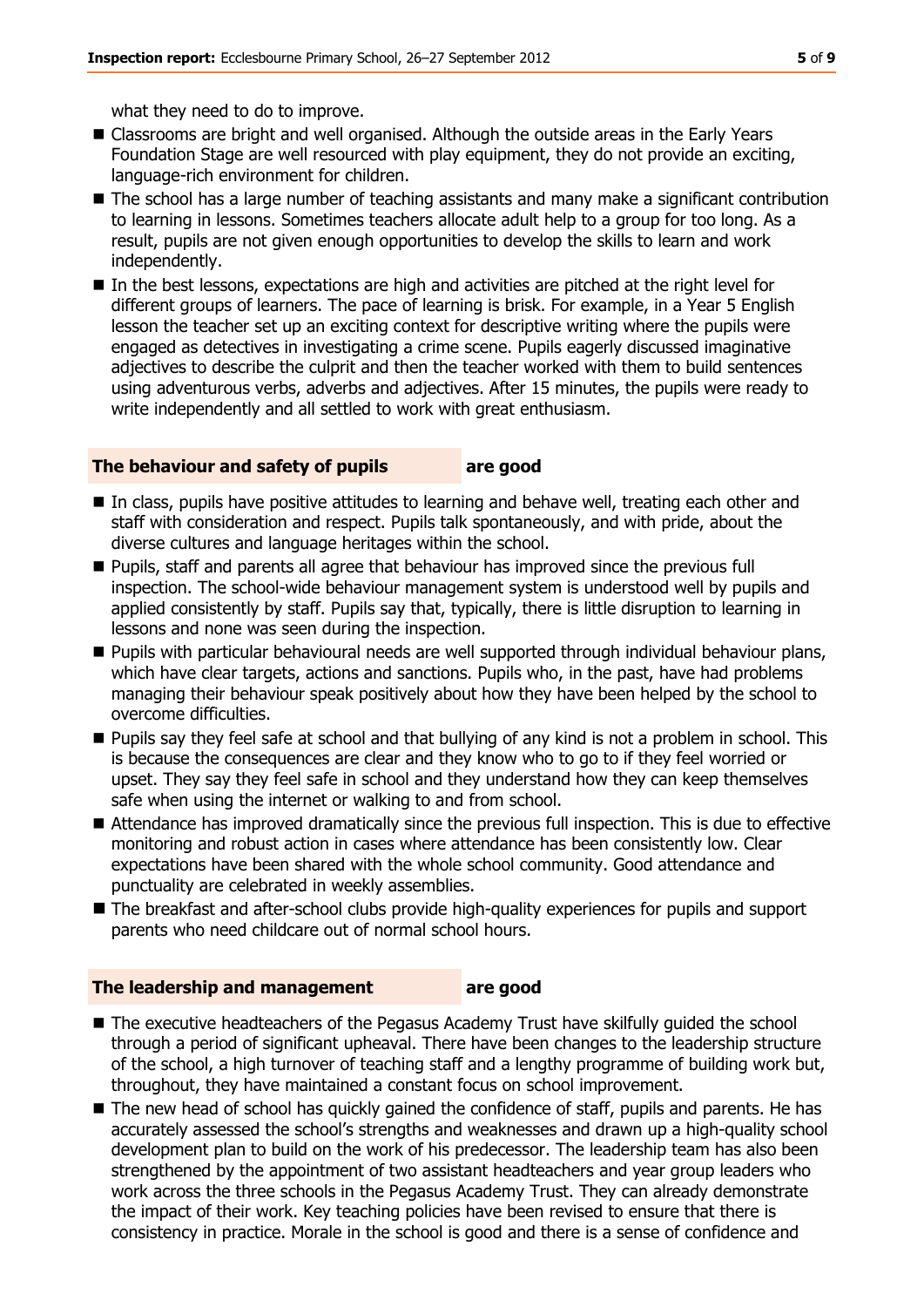what they need to do to improve.

- Classrooms are bright and well organised. Although the outside areas in the Early Years Foundation Stage are well resourced with play equipment, they do not provide an exciting, language-rich environment for children.
- The school has a large number of teaching assistants and many make a significant contribution to learning in lessons. Sometimes teachers allocate adult help to a group for too long. As a result, pupils are not given enough opportunities to develop the skills to learn and work independently.
- In the best lessons, expectations are high and activities are pitched at the right level for different groups of learners. The pace of learning is brisk. For example, in a Year 5 English lesson the teacher set up an exciting context for descriptive writing where the pupils were engaged as detectives in investigating a crime scene. Pupils eagerly discussed imaginative adjectives to describe the culprit and then the teacher worked with them to build sentences using adventurous verbs, adverbs and adjectives. After 15 minutes, the pupils were ready to write independently and all settled to work with great enthusiasm.

### The behaviour and safety of pupils **are good**

- In class, pupils have positive attitudes to learning and behave well, treating each other and staff with consideration and respect. Pupils talk spontaneously, and with pride, about the diverse cultures and language heritages within the school.
- Pupils, staff and parents all agree that behaviour has improved since the previous full inspection. The school-wide behaviour management system is understood well by pupils and applied consistently by staff. Pupils say that, typically, there is little disruption to learning in lessons and none was seen during the inspection.
- Pupils with particular behavioural needs are well supported through individual behaviour plans, which have clear targets, actions and sanctions. Pupils who, in the past, have had problems managing their behaviour speak positively about how they have been helped by the school to overcome difficulties.
- Pupils say they feel safe at school and that bullying of any kind is not a problem in school. This is because the consequences are clear and they know who to go to if they feel worried or upset. They say they feel safe in school and they understand how they can keep themselves safe when using the internet or walking to and from school.
- Attendance has improved dramatically since the previous full inspection. This is due to effective monitoring and robust action in cases where attendance has been consistently low. Clear expectations have been shared with the whole school community. Good attendance and punctuality are celebrated in weekly assemblies.
- The breakfast and after-school clubs provide high-quality experiences for pupils and support parents who need childcare out of normal school hours.

### The leadership and management **are good**

- The executive headteachers of the Pegasus Academy Trust have skilfully guided the school through a period of significant upheaval. There have been changes to the leadership structure of the school, a high turnover of teaching staff and a lengthy programme of building work but, throughout, they have maintained a constant focus on school improvement.
- The new head of school has quickly gained the confidence of staff, pupils and parents. He has accurately assessed the school's strengths and weaknesses and drawn up a high-quality school development plan to build on the work of his predecessor. The leadership team has also been strengthened by the appointment of two assistant headteachers and year group leaders who work across the three schools in the Pegasus Academy Trust. They can already demonstrate the impact of their work. Key teaching policies have been revised to ensure that there is consistency in practice. Morale in the school is good and there is a sense of confidence and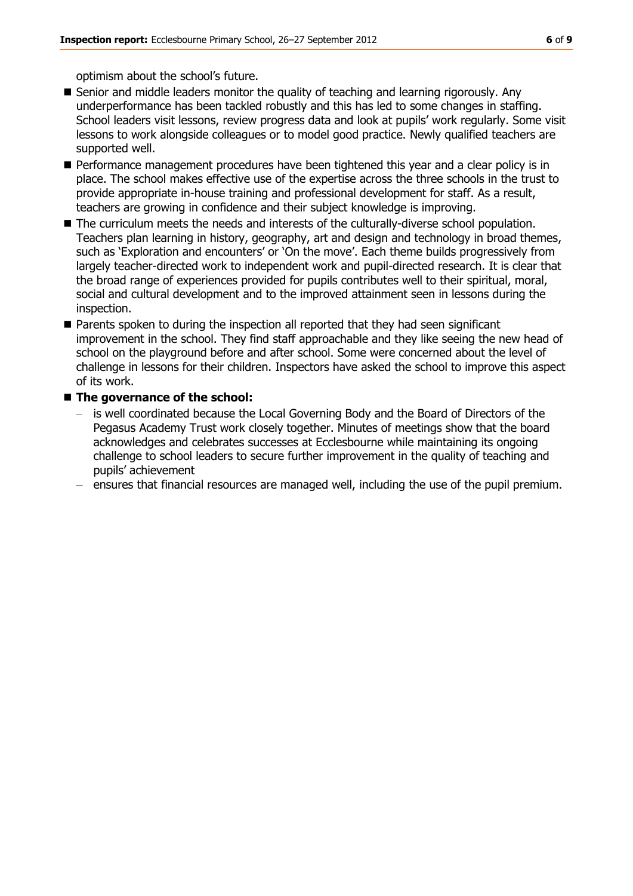optimism about the school's future.

- Senior and middle leaders monitor the quality of teaching and learning rigorously. Any underperformance has been tackled robustly and this has led to some changes in staffing. School leaders visit lessons, review progress data and look at pupils' work regularly. Some visit lessons to work alongside colleagues or to model good practice. Newly qualified teachers are supported well.
- Performance management procedures have been tightened this year and a clear policy is in place. The school makes effective use of the expertise across the three schools in the trust to provide appropriate in-house training and professional development for staff. As a result, teachers are growing in confidence and their subject knowledge is improving.
- The curriculum meets the needs and interests of the culturally-diverse school population. Teachers plan learning in history, geography, art and design and technology in broad themes, such as 'Exploration and encounters' or 'On the move'. Each theme builds progressively from largely teacher-directed work to independent work and pupil-directed research. It is clear that the broad range of experiences provided for pupils contributes well to their spiritual, moral, social and cultural development and to the improved attainment seen in lessons during the inspection.
- Parents spoken to during the inspection all reported that they had seen significant improvement in the school. They find staff approachable and they like seeing the new head of school on the playground before and after school. Some were concerned about the level of challenge in lessons for their children. Inspectors have asked the school to improve this aspect of its work.
- **The governance of the school:**
  - is well coordinated because the Local Governing Body and the Board of Directors of the Pegasus Academy Trust work closely together. Minutes of meetings show that the board acknowledges and celebrates successes at Ecclesbourne while maintaining its ongoing challenge to school leaders to secure further improvement in the quality of teaching and pupils' achievement
  - ensures that financial resources are managed well, including the use of the pupil premium.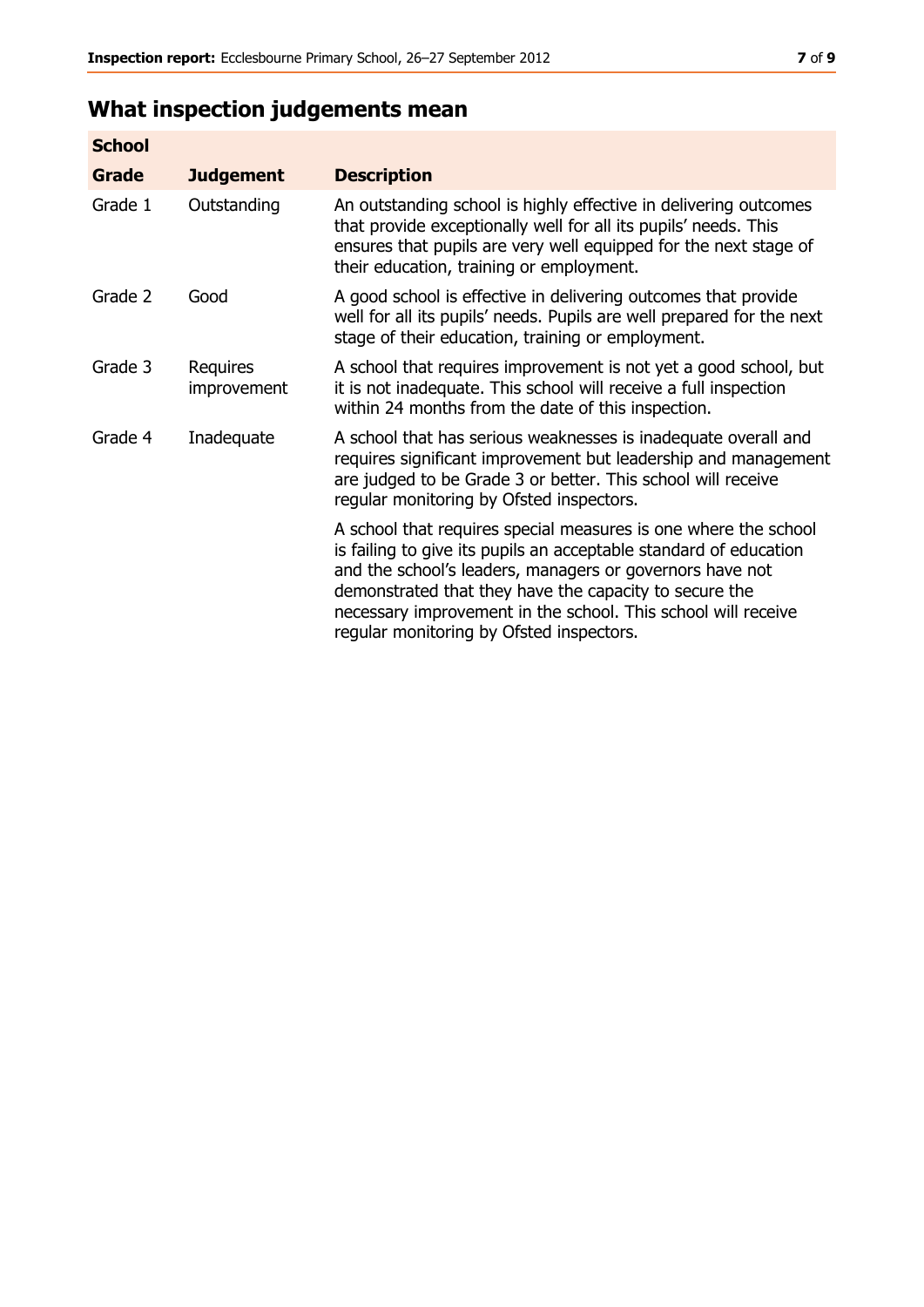## What inspection judgements mean

| School | | |
|---|---|---|
| **Grade** | **Judgement** | **Description** |
| Grade 1 | Outstanding | An outstanding school is highly effective in delivering outcomes that provide exceptionally well for all its pupils' needs. This ensures that pupils are very well equipped for the next stage of their education, training or employment. |
| Grade 2 | Good | A good school is effective in delivering outcomes that provide well for all its pupils' needs. Pupils are well prepared for the next stage of their education, training or employment. |
| Grade 3 | Requires improvement | A school that requires improvement is not yet a good school, but it is not inadequate. This school will receive a full inspection within 24 months from the date of this inspection. |
| Grade 4 | Inadequate | A school that has serious weaknesses is inadequate overall and requires significant improvement but leadership and management are judged to be Grade 3 or better. This school will receive regular monitoring by Ofsted inspectors. |
| | | A school that requires special measures is one where the school is failing to give its pupils an acceptable standard of education and the school's leaders, managers or governors have not demonstrated that they have the capacity to secure the necessary improvement in the school. This school will receive regular monitoring by Ofsted inspectors. |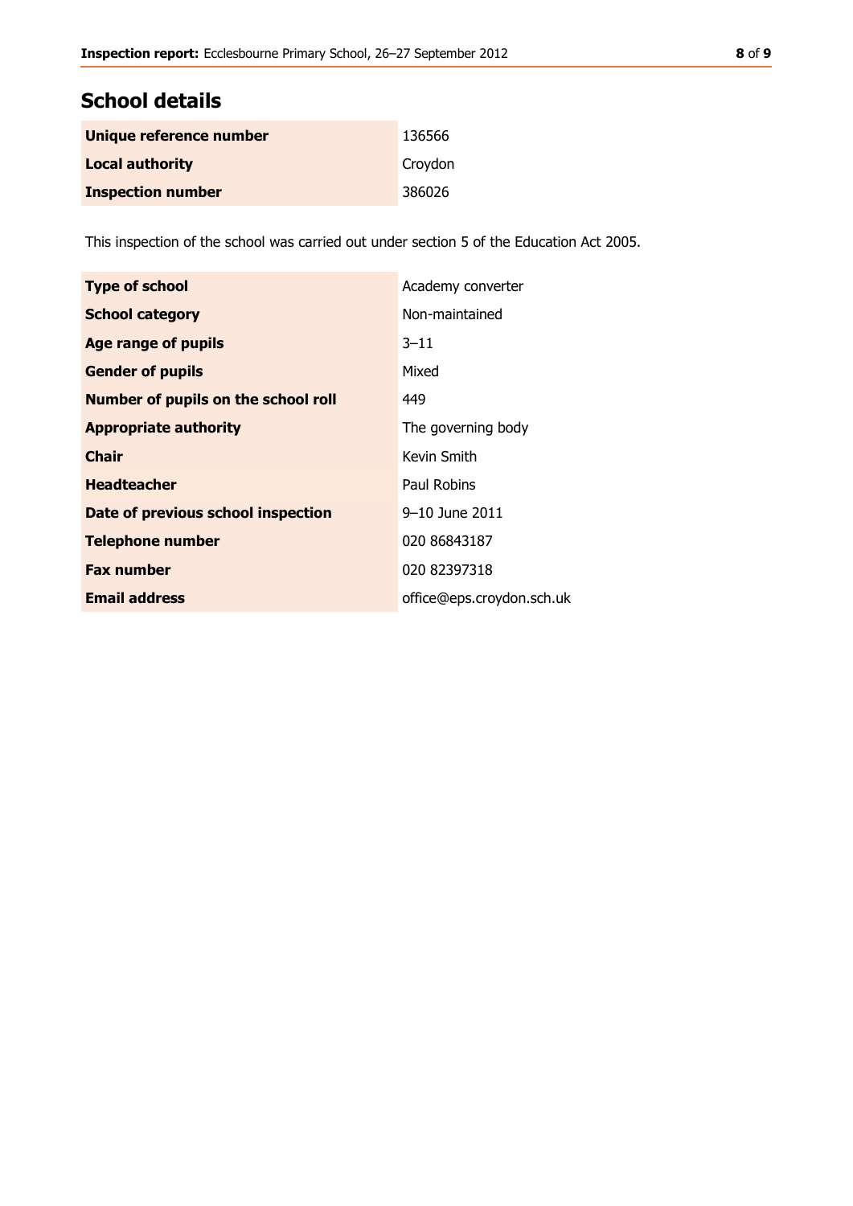## School details

| | |
|---|---|
| **Unique reference number** | 136566 |
| **Local authority** | Croydon |
| **Inspection number** | 386026 |

This inspection of the school was carried out under section 5 of the Education Act 2005.

| | |
|---|---|
| **Type of school** | Academy converter |
| **School category** | Non-maintained |
| **Age range of pupils** | 3–11 |
| **Gender of pupils** | Mixed |
| **Number of pupils on the school roll** | 449 |
| **Appropriate authority** | The governing body |
| **Chair** | Kevin Smith |
| **Headteacher** | Paul Robins |
| **Date of previous school inspection** | 9–10 June 2011 |
| **Telephone number** | 020 86843187 |
| **Fax number** | 020 82397318 |
| **Email address** | office@eps.croydon.sch.uk |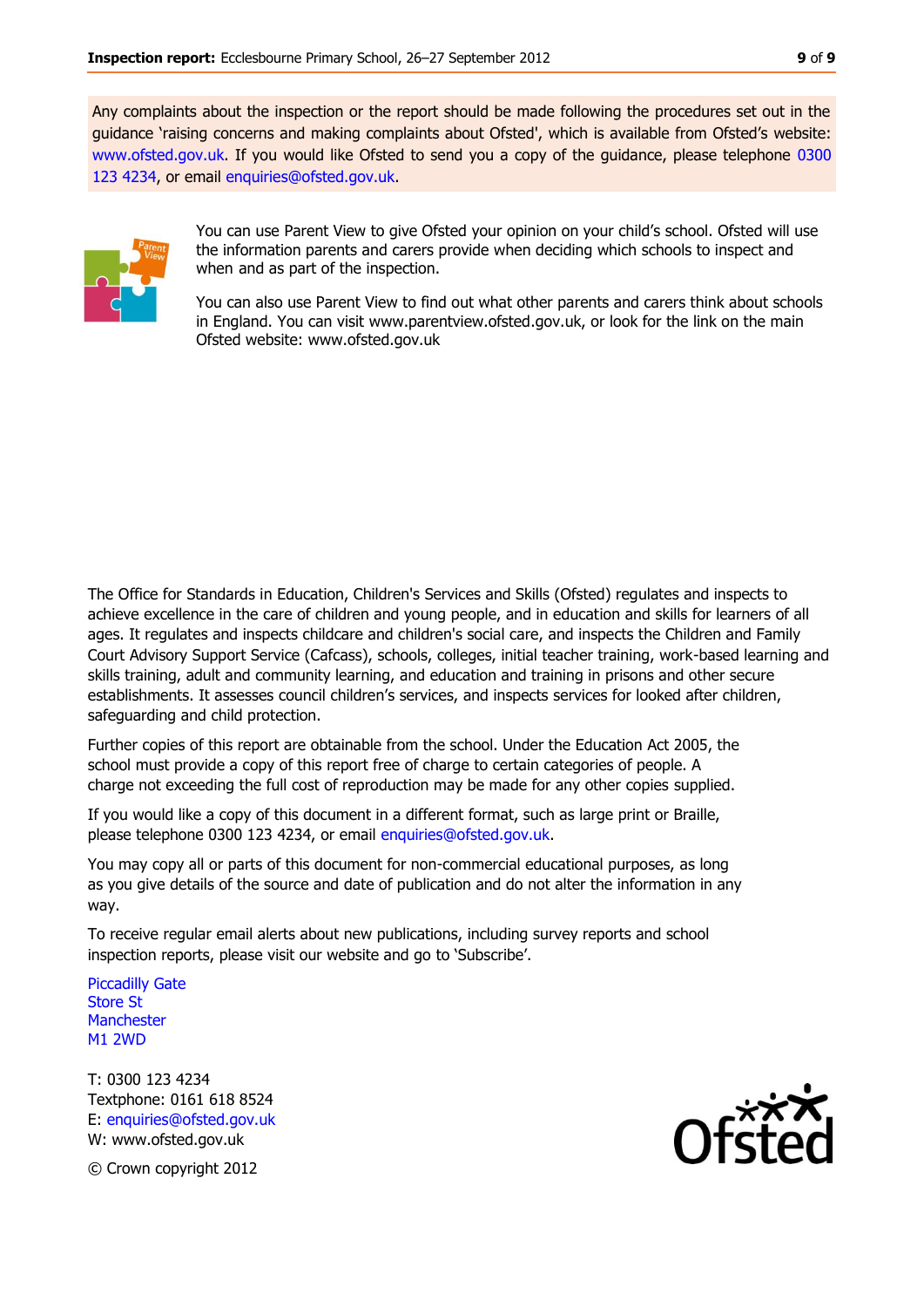Any complaints about the inspection or the report should be made following the procedures set out in the guidance 'raising concerns and making complaints about Ofsted', which is available from Ofsted's website: www.ofsted.gov.uk. If you would like Ofsted to send you a copy of the guidance, please telephone 0300 123 4234, or email enquiries@ofsted.gov.uk.

You can use Parent View to give Ofsted your opinion on your child's school. Ofsted will use the information parents and carers provide when deciding which schools to inspect and when and as part of the inspection.

You can also use Parent View to find out what other parents and carers think about schools in England. You can visit www.parentview.ofsted.gov.uk, or look for the link on the main Ofsted website: www.ofsted.gov.uk

The Office for Standards in Education, Children's Services and Skills (Ofsted) regulates and inspects to achieve excellence in the care of children and young people, and in education and skills for learners of all ages. It regulates and inspects childcare and children's social care, and inspects the Children and Family Court Advisory Support Service (Cafcass), schools, colleges, initial teacher training, work-based learning and skills training, adult and community learning, and education and training in prisons and other secure establishments. It assesses council children's services, and inspects services for looked after children, safeguarding and child protection.

Further copies of this report are obtainable from the school. Under the Education Act 2005, the school must provide a copy of this report free of charge to certain categories of people. A charge not exceeding the full cost of reproduction may be made for any other copies supplied.

If you would like a copy of this document in a different format, such as large print or Braille, please telephone 0300 123 4234, or email enquiries@ofsted.gov.uk.

You may copy all or parts of this document for non-commercial educational purposes, as long as you give details of the source and date of publication and do not alter the information in any way.

To receive regular email alerts about new publications, including survey reports and school inspection reports, please visit our website and go to 'Subscribe'.

Piccadilly Gate
Store St
Manchester
M1 2WD

T: 0300 123 4234
Textphone: 0161 618 8524
E: enquiries@ofsted.gov.uk
W: www.ofsted.gov.uk

© Crown copyright 2012